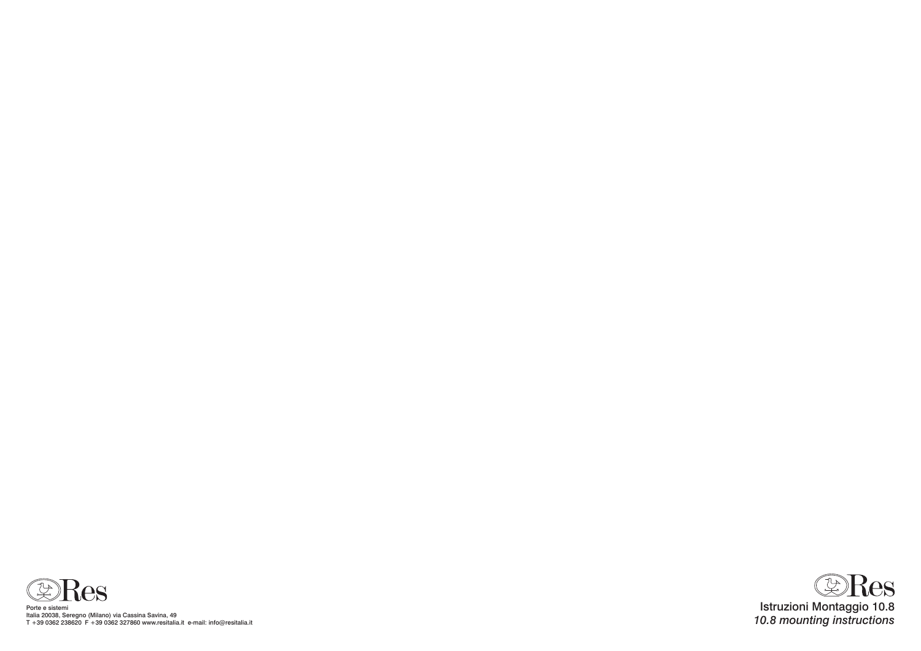Res

Porte e sistemi
Italia 20038, Seregno (Milano) via Cassina Savina, 49
T +39 0362 238620 F +39 0362 327860 www.resitalia.it e-mail: info@resitalia.it

Res

# Istruzioni Montaggio 10.8

*10.8 mounting instructions*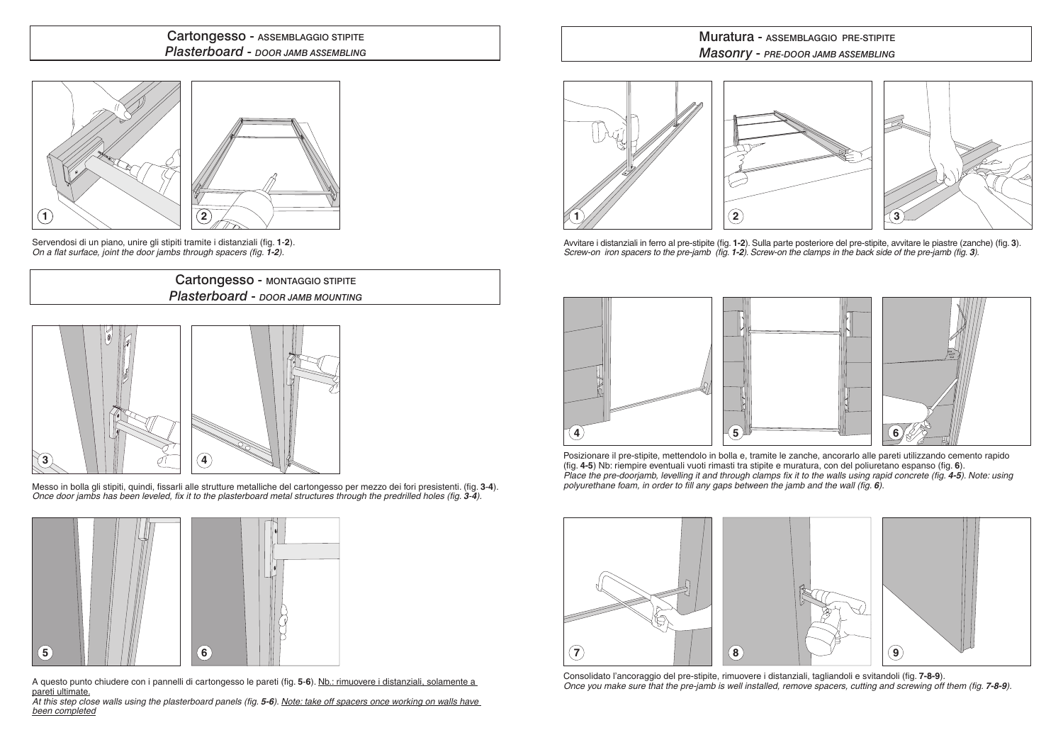## Cartongesso - ASSEMBLAGGIO STIPITE
## *Plasterboard - DOOR JAMB ASSEMBLING*

Servendosi di un piano, unire gli stipiti tramite i distanziali (fig. **1**-**2**).
*On a flat surface, joint the door jambs through spacers (fig. **1-2**).*

## Cartongesso - MONTAGGIO STIPITE
## *Plasterboard - DOOR JAMB MOUNTING*

Messo in bolla gli stipiti, quindi, fissarli alle strutture metalliche del cartongesso per mezzo dei fori presistenti. (fig. **3**-**4**).
*Once door jambs has been leveled, fix it to the plasterboard metal structures through the predrilled holes (fig. **3-4**).*

A questo punto chiudere con i pannelli di cartongesso le pareti (fig. **5**-**6**). <u>Nb.: rimuovere i distanziali, solamente a pareti ultimate.</u>
*At this step close walls using the plasterboard panels (fig. **5-6**). <u>Note: take off spacers once working on walls have been completed</u>*

## Muratura - ASSEMBLAGGIO PRE-STIPITE
## *Masonry - PRE-DOOR JAMB ASSEMBLING*

Avvitare i distanziali in ferro al pre-stipite (fig. **1-2**). Sulla parte posteriore del pre-stipite, avvitare le piastre (zanche) (fig. **3**).
*Screw-on iron spacers to the pre-jamb (fig. **1-2**). Screw-on the clamps in the back side of the pre-jamb (fig. **3**).*

Posizionare il pre-stipite, mettendolo in bolla e, tramite le zanche, ancorarlo alle pareti utilizzando cemento rapido (fig. **4-5**) Nb: riempire eventuali vuoti rimasti tra stipite e muratura, con del poliuretano espanso (fig. **6**).
*Place the pre-doorjamb, levelling it and through clamps fix it to the walls using rapid concrete (fig. **4-5**). Note: using polyurethane foam, in order to fill any gaps between the jamb and the wall (fig. **6**).*

Consolidato l'ancoraggio del pre-stipite, rimuovere i distanziali, tagliandoli e svitandoli (fig. **7-8-9**).
*Once you make sure that the pre-jamb is well installed, remove spacers, cutting and screwing off them (fig. **7-8-9**).*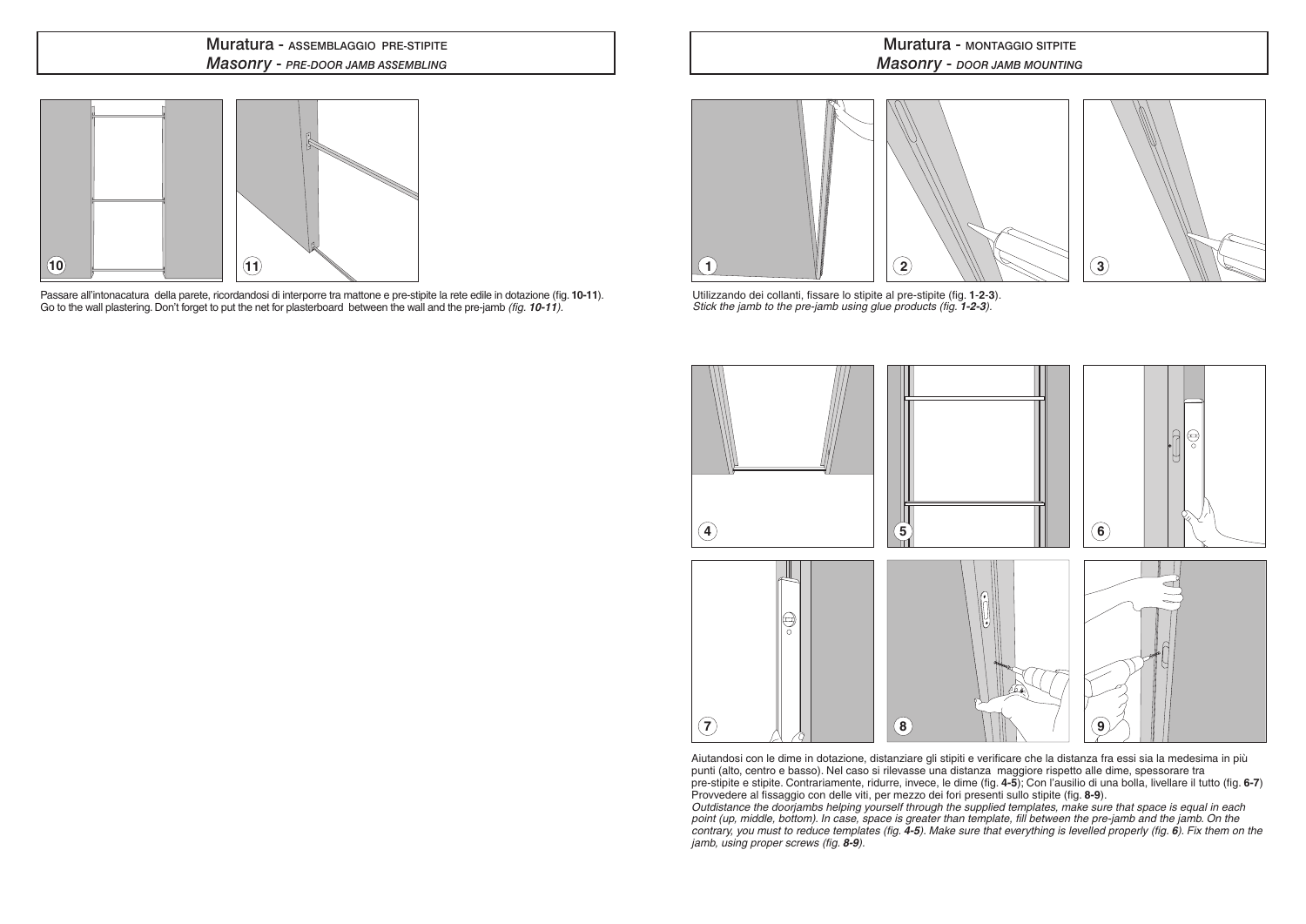## Muratura - ASSEMBLAGGIO PRE-STIPITE
## *Masonry - PRE-DOOR JAMB ASSEMBLING*

Passare all'intonacatura della parete, ricordandosi di interporre tra mattone e pre-stipite la rete edile in dotazione (fig. **10-11**).
Go to the wall plastering. Don't forget to put the net for plasterboard between the wall and the pre-jamb *(fig. **10-11**).*

## Muratura - MONTAGGIO SITPITE
## *Masonry - DOOR JAMB MOUNTING*

Utilizzando dei collanti, fissare lo stipite al pre-stipite (fig. **1-2-3**).
*Stick the jamb to the pre-jamb using glue products (fig. **1-2-3**).*

Aiutandosi con le dime in dotazione, distanziare gli stipiti e verificare che la distanza fra essi sia la medesima in più punti (alto, centro e basso). Nel caso si rilevasse una distanza maggiore rispetto alle dime, spessorare tra pre-stipite e stipite. Contrariamente, ridurre, invece, le dime (fig. **4-5**); Con l'ausilio di una bolla, livellare il tutto (fig. **6-7**) Provvedere al fissaggio con delle viti, per mezzo dei fori presenti sullo stipite (fig. **8-9**).
*Outdistance the doorjambs helping yourself through the supplied templates, make sure that space is equal in each point (up, middle, bottom). In case, space is greater than template, fill between the pre-jamb and the jamb. On the contrary, you must to reduce templates (fig. **4-5**). Make sure that everything is levelled properly (fig. **6**). Fix them on the jamb, using proper screws (fig. **8-9**).*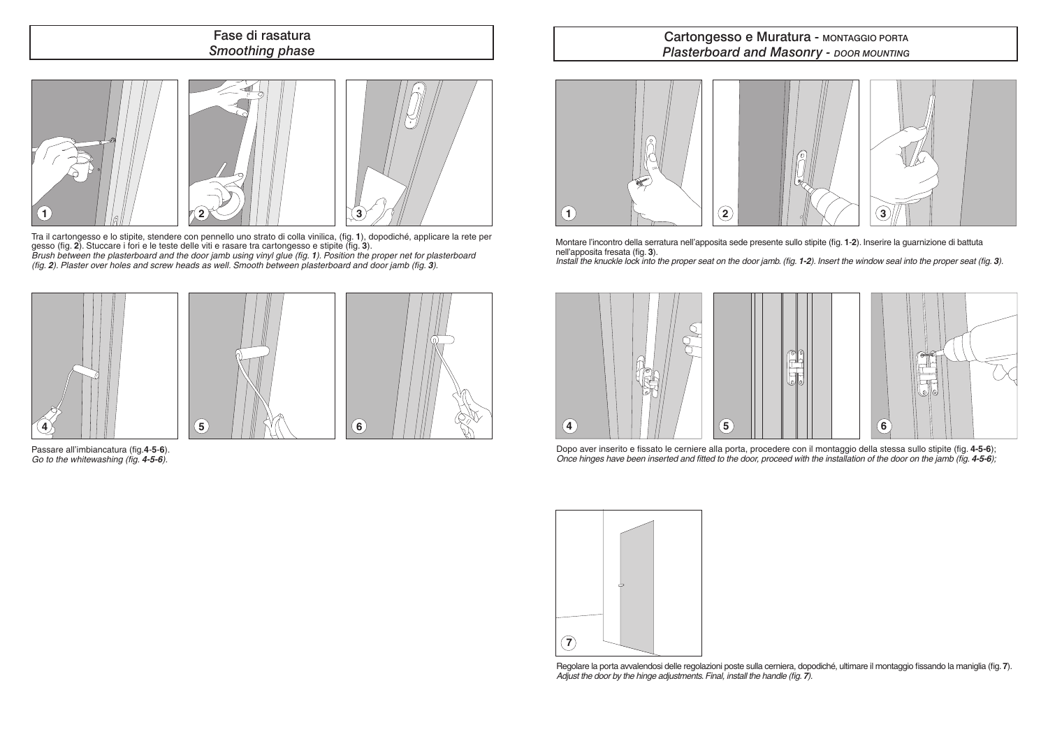## Fase di rasatura
## *Smoothing phase*

Tra il cartongesso e lo stipite, stendere con pennello uno strato di colla vinilica, (fig. **1**), dopodiché, applicare la rete per gesso (fig. **2**). Stuccare i fori e le teste delle viti e rasare tra cartongesso e stipite (fig. **3**).
*Brush between the plasterboard and the door jamb using vinyl glue (fig. **1**). Position the proper net for plasterboard (fig. **2**). Plaster over holes and screw heads as well. Smooth between plasterboard and door jamb (fig. **3**).*

Passare all'imbiancatura (fig.**4**-**5**-**6**).
*Go to the whitewashing (fig. **4-5-6**).*

## Cartongesso e Muratura - MONTAGGIO PORTA
## *Plasterboard and Masonry - DOOR MOUNTING*

Montare l'incontro della serratura nell'apposita sede presente sullo stipite (fig. **1**-**2**). Inserire la guarnizione di battuta nell'apposita fresata (fig. **3**).
*Install the knuckle lock into the proper seat on the door jamb. (fig. **1-2**). Insert the window seal into the proper seat (fig. **3**).*

Dopo aver inserito e fissato le cerniere alla porta, procedere con il montaggio della stessa sullo stipite (fig. **4**-**5**-**6**);
*Once hinges have been inserted and fitted to the door, proceed with the installation of the door on the jamb (fig. **4-5-6**);*

Regolare la porta avvalendosi delle regolazioni poste sulla cerniera, dopodiché, ultimare il montaggio fissando la maniglia (fig. **7**).
*Adjust the door by the hinge adjustments. Final, install the handle (fig. **7**).*